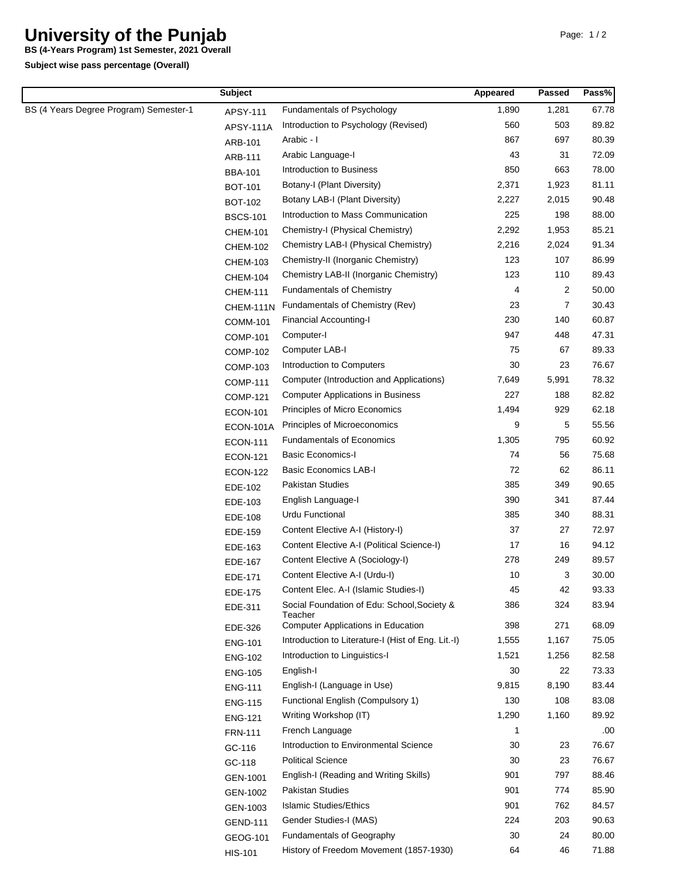# University of the Punjab

**BS (4-Years Program) 1st Semester, 2021 Overall**

**Subject wise pass percentage (Overall)**

| | Subject | | Appeared | Passed | Pass% |
|---|---|---|---|---|---|
| BS (4 Years Degree Program) Semester-1 | APSY-111 | Fundamentals of Psychology | 1,890 | 1,281 | 67.78 |
| | APSY-111A | Introduction to Psychology (Revised) | 560 | 503 | 89.82 |
| | ARB-101 | Arabic - I | 867 | 697 | 80.39 |
| | ARB-111 | Arabic Language-I | 43 | 31 | 72.09 |
| | BBA-101 | Introduction to Business | 850 | 663 | 78.00 |
| | BOT-101 | Botany-I (Plant Diversity) | 2,371 | 1,923 | 81.11 |
| | BOT-102 | Botany LAB-I (Plant Diversity) | 2,227 | 2,015 | 90.48 |
| | BSCS-101 | Introduction to Mass Communication | 225 | 198 | 88.00 |
| | CHEM-101 | Chemistry-I (Physical Chemistry) | 2,292 | 1,953 | 85.21 |
| | CHEM-102 | Chemistry LAB-I (Physical Chemistry) | 2,216 | 2,024 | 91.34 |
| | CHEM-103 | Chemistry-II (Inorganic Chemistry) | 123 | 107 | 86.99 |
| | CHEM-104 | Chemistry LAB-II (Inorganic Chemistry) | 123 | 110 | 89.43 |
| | CHEM-111 | Fundamentals of Chemistry | 4 | 2 | 50.00 |
| | CHEM-111N | Fundamentals of Chemistry (Rev) | 23 | 7 | 30.43 |
| | COMM-101 | Financial Accounting-I | 230 | 140 | 60.87 |
| | COMP-101 | Computer-I | 947 | 448 | 47.31 |
| | COMP-102 | Computer LAB-I | 75 | 67 | 89.33 |
| | COMP-103 | Introduction to Computers | 30 | 23 | 76.67 |
| | COMP-111 | Computer (Introduction and Applications) | 7,649 | 5,991 | 78.32 |
| | COMP-121 | Computer Applications in Business | 227 | 188 | 82.82 |
| | ECON-101 | Principles of Micro Economics | 1,494 | 929 | 62.18 |
| | ECON-101A | Principles of Microeconomics | 9 | 5 | 55.56 |
| | ECON-111 | Fundamentals of Economics | 1,305 | 795 | 60.92 |
| | ECON-121 | Basic Economics-I | 74 | 56 | 75.68 |
| | ECON-122 | Basic Economics LAB-I | 72 | 62 | 86.11 |
| | EDE-102 | Pakistan Studies | 385 | 349 | 90.65 |
| | EDE-103 | English Language-I | 390 | 341 | 87.44 |
| | EDE-108 | Urdu Functional | 385 | 340 | 88.31 |
| | EDE-159 | Content Elective A-I (History-I) | 37 | 27 | 72.97 |
| | EDE-163 | Content Elective A-I (Political Science-I) | 17 | 16 | 94.12 |
| | EDE-167 | Content Elective A (Sociology-I) | 278 | 249 | 89.57 |
| | EDE-171 | Content Elective A-I (Urdu-I) | 10 | 3 | 30.00 |
| | EDE-175 | Content Elec. A-I (Islamic Studies-I) | 45 | 42 | 93.33 |
| | EDE-311 | Social Foundation of Edu: School,Society & Teacher | 386 | 324 | 83.94 |
| | EDE-326 | Computer Applications in Education | 398 | 271 | 68.09 |
| | ENG-101 | Introduction to Literature-I (Hist of Eng. Lit.-I) | 1,555 | 1,167 | 75.05 |
| | ENG-102 | Introduction to Linguistics-I | 1,521 | 1,256 | 82.58 |
| | ENG-105 | English-I | 30 | 22 | 73.33 |
| | ENG-111 | English-I (Language in Use) | 9,815 | 8,190 | 83.44 |
| | ENG-115 | Functional English (Compulsory 1) | 130 | 108 | 83.08 |
| | ENG-121 | Writing Workshop (IT) | 1,290 | 1,160 | 89.92 |
| | FRN-111 | French Language | 1 | | .00 |
| | GC-116 | Introduction to Environmental Science | 30 | 23 | 76.67 |
| | GC-118 | Political Science | 30 | 23 | 76.67 |
| | GEN-1001 | English-I (Reading and Writing Skills) | 901 | 797 | 88.46 |
| | GEN-1002 | Pakistan Studies | 901 | 774 | 85.90 |
| | GEN-1003 | Islamic Studies/Ethics | 901 | 762 | 84.57 |
| | GEND-111 | Gender Studies-I (MAS) | 224 | 203 | 90.63 |
| | GEOG-101 | Fundamentals of Geography | 30 | 24 | 80.00 |
| | HIS-101 | History of Freedom Movement (1857-1930) | 64 | 46 | 71.88 |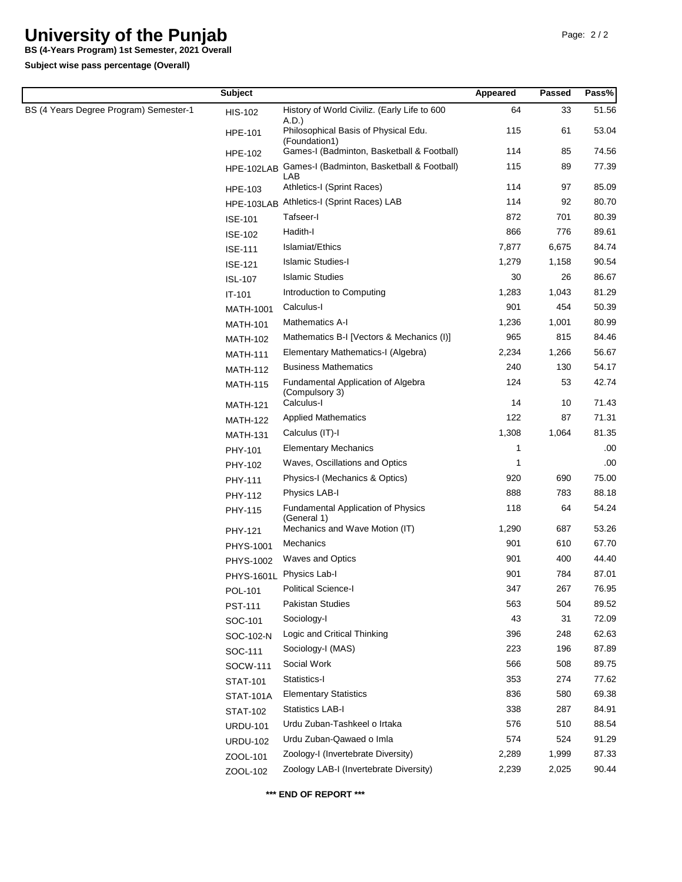# University of the Punjab

**BS (4-Years Program) 1st Semester, 2021 Overall**

**Subject wise pass percentage (Overall)**

| | Subject | | Appeared | Passed | Pass% |
|---|---|---|---|---|---|
| BS (4 Years Degree Program) Semester-1 | HIS-102 | History of World Civiliz. (Early Life to 600 A.D.) | 64 | 33 | 51.56 |
| | HPE-101 | Philosophical Basis of Physical Edu. (Foundation1) | 115 | 61 | 53.04 |
| | HPE-102 | Games-I (Badminton, Basketball & Football) | 114 | 85 | 74.56 |
| | HPE-102LAB | Games-I (Badminton, Basketball & Football) LAB | 115 | 89 | 77.39 |
| | HPE-103 | Athletics-I (Sprint Races) | 114 | 97 | 85.09 |
| | HPE-103LAB | Athletics-I (Sprint Races) LAB | 114 | 92 | 80.70 |
| | ISE-101 | Tafseer-I | 872 | 701 | 80.39 |
| | ISE-102 | Hadith-I | 866 | 776 | 89.61 |
| | ISE-111 | Islamiat/Ethics | 7,877 | 6,675 | 84.74 |
| | ISE-121 | Islamic Studies-I | 1,279 | 1,158 | 90.54 |
| | ISL-107 | Islamic Studies | 30 | 26 | 86.67 |
| | IT-101 | Introduction to Computing | 1,283 | 1,043 | 81.29 |
| | MATH-1001 | Calculus-I | 901 | 454 | 50.39 |
| | MATH-101 | Mathematics A-I | 1,236 | 1,001 | 80.99 |
| | MATH-102 | Mathematics B-I [Vectors & Mechanics (I)] | 965 | 815 | 84.46 |
| | MATH-111 | Elementary Mathematics-I (Algebra) | 2,234 | 1,266 | 56.67 |
| | MATH-112 | Business Mathematics | 240 | 130 | 54.17 |
| | MATH-115 | Fundamental Application of Algebra (Compulsory 3) | 124 | 53 | 42.74 |
| | MATH-121 | Calculus-I | 14 | 10 | 71.43 |
| | MATH-122 | Applied Mathematics | 122 | 87 | 71.31 |
| | MATH-131 | Calculus (IT)-I | 1,308 | 1,064 | 81.35 |
| | PHY-101 | Elementary Mechanics | 1 | | .00 |
| | PHY-102 | Waves, Oscillations and Optics | 1 | | .00 |
| | PHY-111 | Physics-I (Mechanics & Optics) | 920 | 690 | 75.00 |
| | PHY-112 | Physics LAB-I | 888 | 783 | 88.18 |
| | PHY-115 | Fundamental Application of Physics (General 1) | 118 | 64 | 54.24 |
| | PHY-121 | Mechanics and Wave Motion (IT) | 1,290 | 687 | 53.26 |
| | PHYS-1001 | Mechanics | 901 | 610 | 67.70 |
| | PHYS-1002 | Waves and Optics | 901 | 400 | 44.40 |
| | PHYS-1601L | Physics Lab-I | 901 | 784 | 87.01 |
| | POL-101 | Political Science-I | 347 | 267 | 76.95 |
| | PST-111 | Pakistan Studies | 563 | 504 | 89.52 |
| | SOC-101 | Sociology-I | 43 | 31 | 72.09 |
| | SOC-102-N | Logic and Critical Thinking | 396 | 248 | 62.63 |
| | SOC-111 | Sociology-I (MAS) | 223 | 196 | 87.89 |
| | SOCW-111 | Social Work | 566 | 508 | 89.75 |
| | STAT-101 | Statistics-I | 353 | 274 | 77.62 |
| | STAT-101A | Elementary Statistics | 836 | 580 | 69.38 |
| | STAT-102 | Statistics LAB-I | 338 | 287 | 84.91 |
| | URDU-101 | Urdu Zuban-Tashkeel o Irtaka | 576 | 510 | 88.54 |
| | URDU-102 | Urdu Zuban-Qawaed o Imla | 574 | 524 | 91.29 |
| | ZOOL-101 | Zoology-I (Invertebrate Diversity) | 2,289 | 1,999 | 87.33 |
| | ZOOL-102 | Zoology LAB-I (Invertebrate Diversity) | 2,239 | 2,025 | 90.44 |

**\*\*\* END OF REPORT \*\*\***